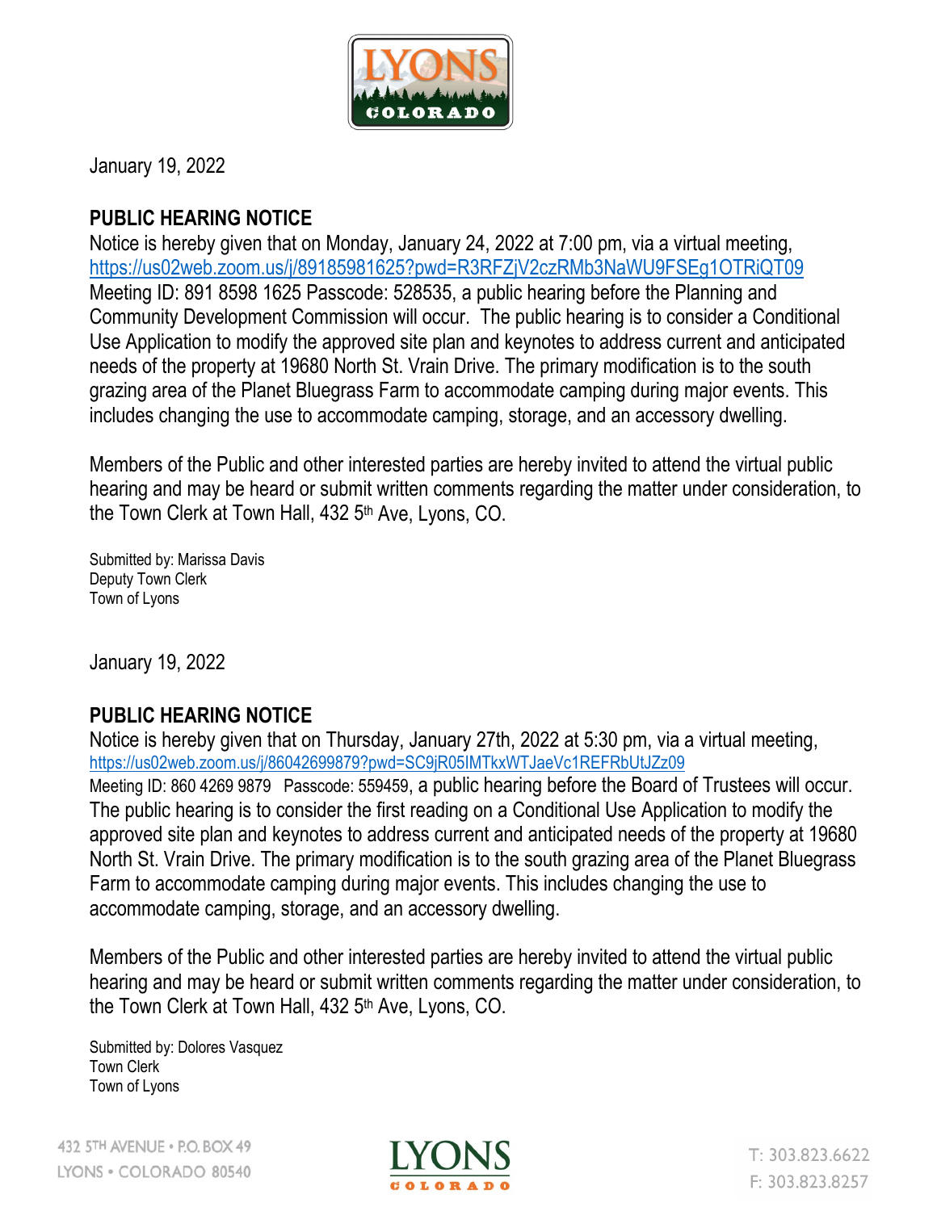January 19, 2022

## PUBLIC HEARING NOTICE

Notice is hereby given that on Monday, January 24, 2022 at 7:00 pm, via a virtual meeting, https://us02web.zoom.us/j/89185981625?pwd=R3RFZjV2czRMb3NaWU9FSEg1OTRiQT09 Meeting ID: 891 8598 1625 Passcode: 528535, a public hearing before the Planning and Community Development Commission will occur. The public hearing is to consider a Conditional Use Application to modify the approved site plan and keynotes to address current and anticipated needs of the property at 19680 North St. Vrain Drive. The primary modification is to the south grazing area of the Planet Bluegrass Farm to accommodate camping during major events. This includes changing the use to accommodate camping, storage, and an accessory dwelling.

Members of the Public and other interested parties are hereby invited to attend the virtual public hearing and may be heard or submit written comments regarding the matter under consideration, to the Town Clerk at Town Hall, 432 5th Ave, Lyons, CO.

Submitted by: Marissa Davis
Deputy Town Clerk
Town of Lyons

January 19, 2022

## PUBLIC HEARING NOTICE

Notice is hereby given that on Thursday, January 27th, 2022 at 5:30 pm, via a virtual meeting, https://us02web.zoom.us/j/86042699879?pwd=SC9jR05IMTkxWTJaeVc1REFRbUtJZz09 Meeting ID: 860 4269 9879 Passcode: 559459, a public hearing before the Board of Trustees will occur. The public hearing is to consider the first reading on a Conditional Use Application to modify the approved site plan and keynotes to address current and anticipated needs of the property at 19680 North St. Vrain Drive. The primary modification is to the south grazing area of the Planet Bluegrass Farm to accommodate camping during major events. This includes changing the use to accommodate camping, storage, and an accessory dwelling.

Members of the Public and other interested parties are hereby invited to attend the virtual public hearing and may be heard or submit written comments regarding the matter under consideration, to the Town Clerk at Town Hall, 432 5th Ave, Lyons, CO.

Submitted by: Dolores Vasquez
Town Clerk
Town of Lyons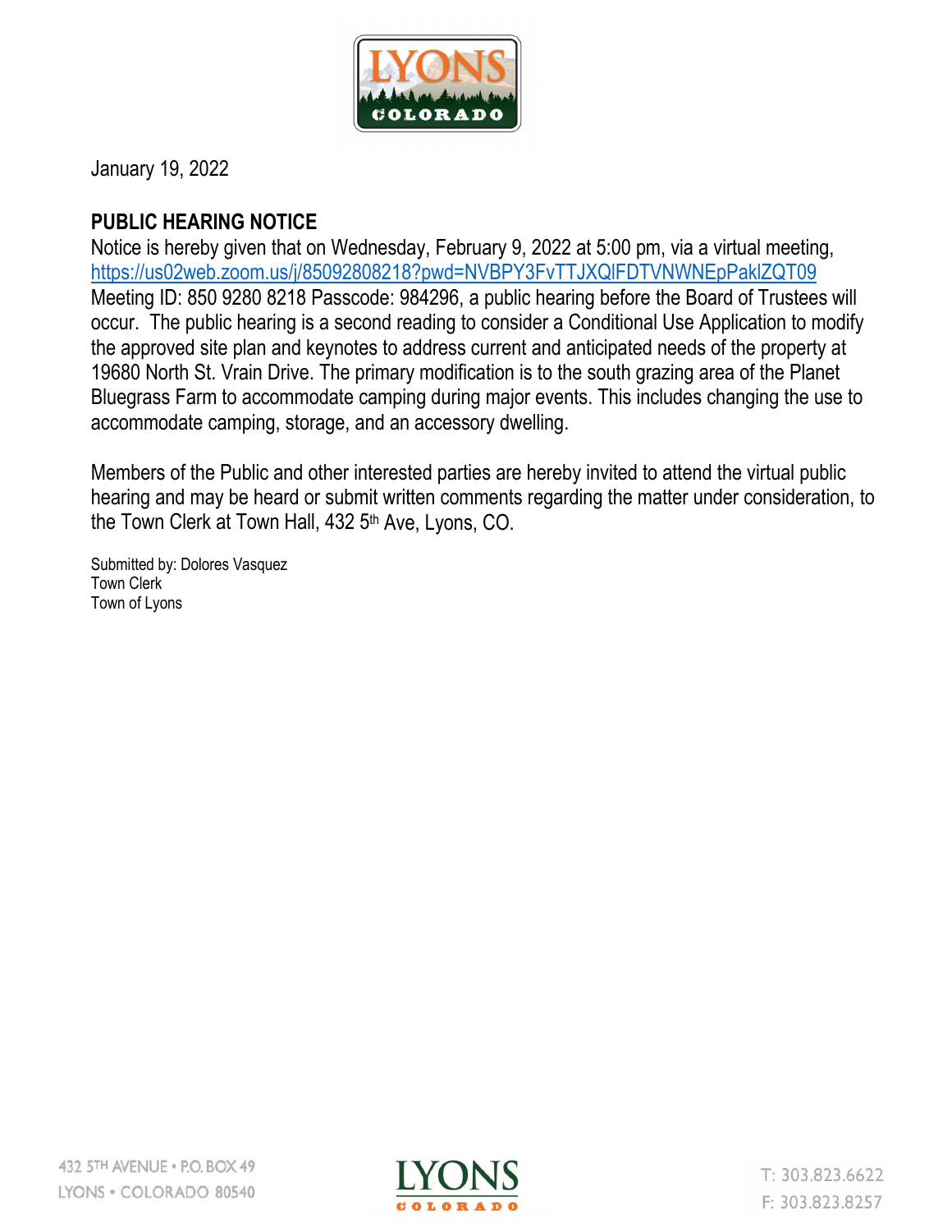January 19, 2022

**PUBLIC HEARING NOTICE**

Notice is hereby given that on Wednesday, February 9, 2022 at 5:00 pm, via a virtual meeting, https://us02web.zoom.us/j/85092808218?pwd=NVBPY3FvTTJXQlFDTVNWNEpPaklZQT09 Meeting ID: 850 9280 8218 Passcode: 984296, a public hearing before the Board of Trustees will occur. The public hearing is a second reading to consider a Conditional Use Application to modify the approved site plan and keynotes to address current and anticipated needs of the property at 19680 North St. Vrain Drive. The primary modification is to the south grazing area of the Planet Bluegrass Farm to accommodate camping during major events. This includes changing the use to accommodate camping, storage, and an accessory dwelling.

Members of the Public and other interested parties are hereby invited to attend the virtual public hearing and may be heard or submit written comments regarding the matter under consideration, to the Town Clerk at Town Hall, 432 5th Ave, Lyons, CO.

Submitted by: Dolores Vasquez
Town Clerk
Town of Lyons

432 5TH AVENUE • P.O. BOX 49
LYONS • COLORADO 80540

T: 303.823.6622
F: 303.823.8257